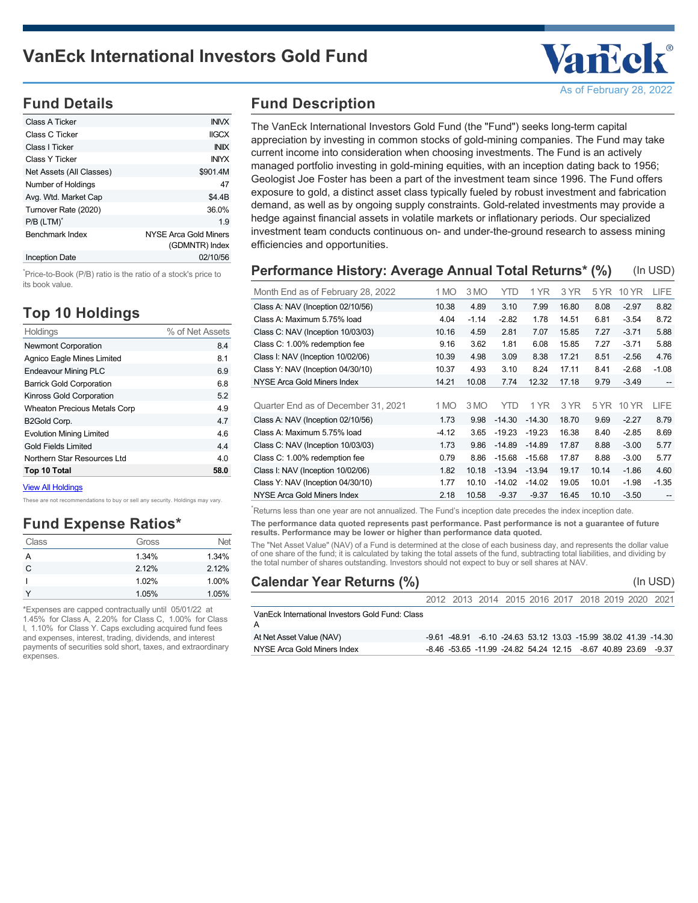# VanEck International Investors Gold Fund

As of February 28, 2022

## Fund Details

| | |
|---|---|
| Class A Ticker | INIVX |
| Class C Ticker | IIGCX |
| Class I Ticker | INIIX |
| Class Y Ticker | INIYX |
| Net Assets (All Classes) | $901.4M |
| Number of Holdings | 47 |
| Avg. Wtd. Market Cap | $4.4B |
| Turnover Rate (2020) | 36.0% |
| P/B (LTM)* | 1.9 |
| Benchmark Index | NYSE Arca Gold Miners (GDMNTR) Index |
| Inception Date | 02/10/56 |

*Price-to-Book (P/B) ratio is the ratio of a stock's price to its book value.

## Top 10 Holdings

| Holdings | % of Net Assets |
|---|---|
| Newmont Corporation | 8.4 |
| Agnico Eagle Mines Limited | 8.1 |
| Endeavour Mining PLC | 6.9 |
| Barrick Gold Corporation | 6.8 |
| Kinross Gold Corporation | 5.2 |
| Wheaton Precious Metals Corp | 4.9 |
| B2Gold Corp. | 4.7 |
| Evolution Mining Limited | 4.6 |
| Gold Fields Limited | 4.4 |
| Northern Star Resources Ltd | 4.0 |
| **Top 10 Total** | **58.0** |

View All Holdings

These are not recommendations to buy or sell any security. Holdings may vary.

## Fund Expense Ratios*

| Class | Gross | Net |
|---|---|---|
| A | 1.34% | 1.34% |
| C | 2.12% | 2.12% |
| I | 1.02% | 1.00% |
| Y | 1.05% | 1.05% |

*Expenses are capped contractually until 05/01/22 at 1.45% for Class A, 2.20% for Class C, 1.00% for Class I, 1.10% for Class Y. Caps excluding acquired fund fees and expenses, interest, trading, dividends, and interest payments of securities sold short, taxes, and extraordinary expenses.

## Fund Description

The VanEck International Investors Gold Fund (the "Fund") seeks long-term capital appreciation by investing in common stocks of gold-mining companies. The Fund may take current income into consideration when choosing investments. The Fund is an actively managed portfolio investing in gold-mining equities, with an inception dating back to 1956; Geologist Joe Foster has been a part of the investment team since 1996. The Fund offers exposure to gold, a distinct asset class typically fueled by robust investment and fabrication demand, as well as by ongoing supply constraints. Gold-related investments may provide a hedge against financial assets in volatile markets or inflationary periods. Our specialized investment team conducts continuous on- and under-the-ground research to assess mining efficiencies and opportunities.

## Performance History: Average Annual Total Returns* (%) (In USD)

| Month End as of February 28, 2022 | 1 MO | 3 MO | YTD | 1 YR | 3 YR | 5 YR | 10 YR | LIFE |
|---|---|---|---|---|---|---|---|---|
| Class A: NAV (Inception 02/10/56) | 10.38 | 4.89 | 3.10 | 7.99 | 16.80 | 8.08 | -2.97 | 8.82 |
| Class A: Maximum 5.75% load | 4.04 | -1.14 | -2.82 | 1.78 | 14.51 | 6.81 | -3.54 | 8.72 |
| Class C: NAV (Inception 10/03/03) | 10.16 | 4.59 | 2.81 | 7.07 | 15.85 | 7.27 | -3.71 | 5.88 |
| Class C: 1.00% redemption fee | 9.16 | 3.62 | 1.81 | 6.08 | 15.85 | 7.27 | -3.71 | 5.88 |
| Class I: NAV (Inception 10/02/06) | 10.39 | 4.98 | 3.09 | 8.38 | 17.21 | 8.51 | -2.56 | 4.76 |
| Class Y: NAV (Inception 04/30/10) | 10.37 | 4.93 | 3.10 | 8.24 | 17.11 | 8.41 | -2.68 | -1.08 |
| NYSE Arca Gold Miners Index | 14.21 | 10.08 | 7.74 | 12.32 | 17.18 | 9.79 | -3.49 | -- |

| Quarter End as of December 31, 2021 | 1 MO | 3 MO | YTD | 1 YR | 3 YR | 5 YR | 10 YR | LIFE |
|---|---|---|---|---|---|---|---|---|
| Class A: NAV (Inception 02/10/56) | 1.73 | 9.98 | -14.30 | -14.30 | 18.70 | 9.69 | -2.27 | 8.79 |
| Class A: Maximum 5.75% load | -4.12 | 3.65 | -19.23 | -19.23 | 16.38 | 8.40 | -2.85 | 8.69 |
| Class C: NAV (Inception 10/03/03) | 1.73 | 9.86 | -14.89 | -14.89 | 17.87 | 8.88 | -3.00 | 5.77 |
| Class C: 1.00% redemption fee | 0.79 | 8.86 | -15.68 | -15.68 | 17.87 | 8.88 | -3.00 | 5.77 |
| Class I: NAV (Inception 10/02/06) | 1.82 | 10.18 | -13.94 | -13.94 | 19.17 | 10.14 | -1.86 | 4.60 |
| Class Y: NAV (Inception 04/30/10) | 1.77 | 10.10 | -14.02 | -14.02 | 19.05 | 10.01 | -1.98 | -1.35 |
| NYSE Arca Gold Miners Index | 2.18 | 10.58 | -9.37 | -9.37 | 16.45 | 10.10 | -3.50 | -- |

*Returns less than one year are not annualized. The Fund's inception date precedes the index inception date.

**The performance data quoted represents past performance. Past performance is not a guarantee of future results. Performance may be lower or higher than performance data quoted.**

The "Net Asset Value" (NAV) of a Fund is determined at the close of each business day, and represents the dollar value of one share of the fund; it is calculated by taking the total assets of the fund, subtracting total liabilities, and dividing by the total number of shares outstanding. Investors should not expect to buy or sell shares at NAV.

## Calendar Year Returns (%) (In USD)

| | 2012 | 2013 | 2014 | 2015 | 2016 | 2017 | 2018 | 2019 | 2020 | 2021 |
|---|---|---|---|---|---|---|---|---|---|---|
| VanEck International Investors Gold Fund: Class A | | | | | | | | | | |
| At Net Asset Value (NAV) | -9.61 | -48.91 | -6.10 | -24.63 | 53.12 | 13.03 | -15.99 | 38.02 | 41.39 | -14.30 |
| NYSE Arca Gold Miners Index | -8.46 | -53.65 | -11.99 | -24.82 | 54.24 | 12.15 | -8.67 | 40.89 | 23.69 | -9.37 |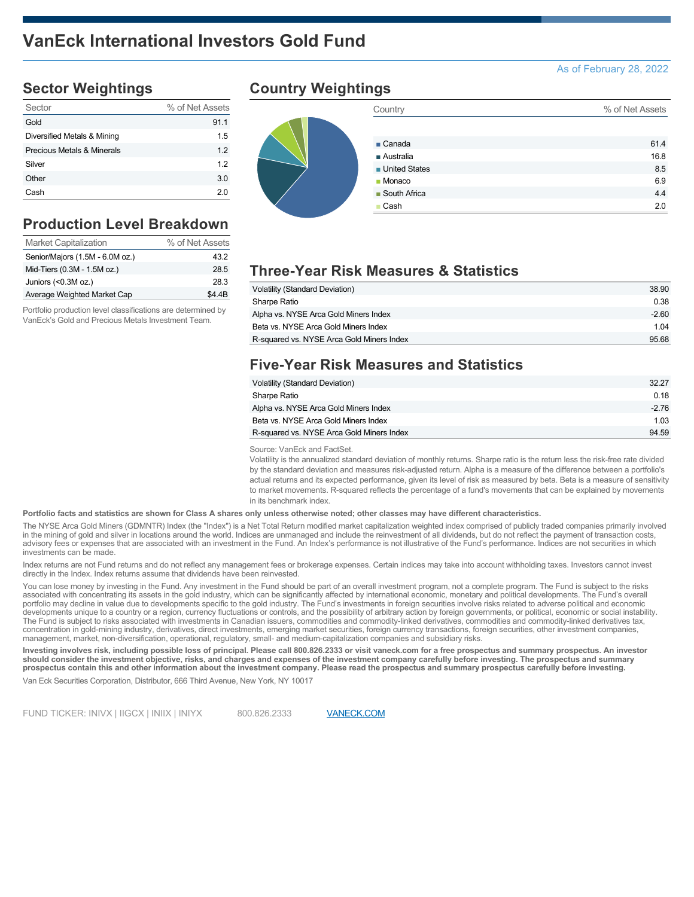# VanEck International Investors Gold Fund

As of February 28, 2022

## Sector Weightings

| Sector | % of Net Assets |
|---|---|
| Gold | 91.1 |
| Diversified Metals & Mining | 1.5 |
| Precious Metals & Minerals | 1.2 |
| Silver | 1.2 |
| Other | 3.0 |
| Cash | 2.0 |

## Production Level Breakdown

| Market Capitalization | % of Net Assets |
|---|---|
| Senior/Majors (1.5M - 6.0M oz.) | 43.2 |
| Mid-Tiers (0.3M - 1.5M oz.) | 28.5 |
| Juniors (<0.3M oz.) | 28.3 |
| Average Weighted Market Cap | $4.4B |

Portfolio production level classifications are determined by VanEck's Gold and Precious Metals Investment Team.

## Country Weightings

| Country | % of Net Assets |
|---|---|
| Canada | 61.4 |
| Australia | 16.8 |
| United States | 8.5 |
| Monaco | 6.9 |
| South Africa | 4.4 |
| Cash | 2.0 |

## Three-Year Risk Measures & Statistics

| | |
|---|---|
| Volatility (Standard Deviation) | 38.90 |
| Sharpe Ratio | 0.38 |
| Alpha vs. NYSE Arca Gold Miners Index | -2.60 |
| Beta vs. NYSE Arca Gold Miners Index | 1.04 |
| R-squared vs. NYSE Arca Gold Miners Index | 95.68 |

## Five-Year Risk Measures and Statistics

| | |
|---|---|
| Volatility (Standard Deviation) | 32.27 |
| Sharpe Ratio | 0.18 |
| Alpha vs. NYSE Arca Gold Miners Index | -2.76 |
| Beta vs. NYSE Arca Gold Miners Index | 1.03 |
| R-squared vs. NYSE Arca Gold Miners Index | 94.59 |

Source: VanEck and FactSet.

Volatility is the annualized standard deviation of monthly returns. Sharpe ratio is the return less the risk-free rate divided by the standard deviation and measures risk-adjusted return. Alpha is a measure of the difference between a portfolio's actual returns and its expected performance, given its level of risk as measured by beta. Beta is a measure of sensitivity to market movements. R-squared reflects the percentage of a fund's movements that can be explained by movements in its benchmark index.

**Portfolio facts and statistics are shown for Class A shares only unless otherwise noted; other classes may have different characteristics.**

The NYSE Arca Gold Miners (GDMNTR) Index (the "Index") is a Net Total Return modified market capitalization weighted index comprised of publicly traded companies primarily involved in the mining of gold and silver in locations around the world. Indices are unmanaged and include the reinvestment of all dividends, but do not reflect the payment of transaction costs, advisory fees or expenses that are associated with an investment in the Fund. An Index's performance is not illustrative of the Fund's performance. Indices are not securities in which investments can be made.

Index returns are not Fund returns and do not reflect any management fees or brokerage expenses. Certain indices may take into account withholding taxes. Investors cannot invest directly in the Index. Index returns assume that dividends have been reinvested.

You can lose money by investing in the Fund. Any investment in the Fund should be part of an overall investment program, not a complete program. The Fund is subject to the risks associated with concentrating its assets in the gold industry, which can be significantly affected by international economic, monetary and political developments. The Fund's overall portfolio may decline in value due to developments specific to the gold industry. The Fund's investments in foreign securities involve risks related to adverse political and economic developments unique to a country or a region, currency fluctuations or controls, and the possibility of arbitrary action by foreign governments, or political, economic or social instability. The Fund is subject to risks associated with investments in Canadian issuers, commodities and commodity-linked derivatives, commodities and commodity-linked derivatives tax, concentration in gold-mining industry, derivatives, direct investments, emerging market securities, foreign currency transactions, foreign securities, other investment companies, management, market, non-diversification, operational, regulatory, small- and medium-capitalization companies and subsidiary risks.

**Investing involves risk, including possible loss of principal. Please call 800.826.2333 or visit vaneck.com for a free prospectus and summary prospectus. An investor should consider the investment objective, risks, and charges and expenses of the investment company carefully before investing. The prospectus and summary prospectus contain this and other information about the investment company. Please read the prospectus and summary prospectus carefully before investing.**

Van Eck Securities Corporation, Distributor, 666 Third Avenue, New York, NY 10017

FUND TICKER: INIVX | IIGCX | INIIX | INIYX 800.826.2333 VANECK.COM